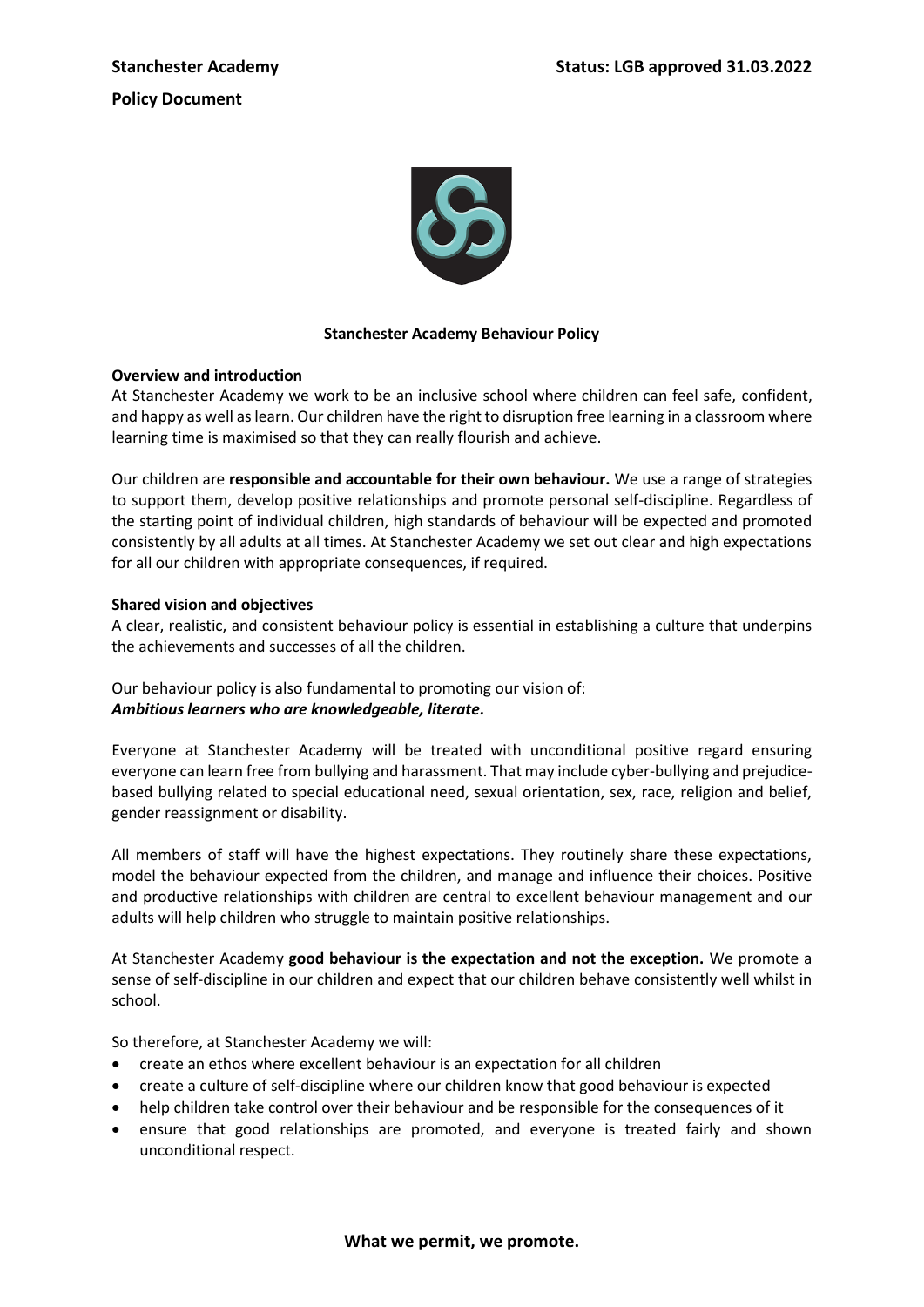# Stanchester Academy Behaviour Policy

**Overview and introduction**

At Stanchester Academy we work to be an inclusive school where children can feel safe, confident, and happy as well as learn. Our children have the right to disruption free learning in a classroom where learning time is maximised so that they can really flourish and achieve.

Our children are **responsible and accountable for their own behaviour.** We use a range of strategies to support them, develop positive relationships and promote personal self-discipline. Regardless of the starting point of individual children, high standards of behaviour will be expected and promoted consistently by all adults at all times. At Stanchester Academy we set out clear and high expectations for all our children with appropriate consequences, if required.

**Shared vision and objectives**

A clear, realistic, and consistent behaviour policy is essential in establishing a culture that underpins the achievements and successes of all the children.

Our behaviour policy is also fundamental to promoting our vision of:
***Ambitious learners who are knowledgeable, literate.***

Everyone at Stanchester Academy will be treated with unconditional positive regard ensuring everyone can learn free from bullying and harassment. That may include cyber-bullying and prejudice-based bullying related to special educational need, sexual orientation, sex, race, religion and belief, gender reassignment or disability.

All members of staff will have the highest expectations. They routinely share these expectations, model the behaviour expected from the children, and manage and influence their choices. Positive and productive relationships with children are central to excellent behaviour management and our adults will help children who struggle to maintain positive relationships.

At Stanchester Academy **good behaviour is the expectation and not the exception.** We promote a sense of self-discipline in our children and expect that our children behave consistently well whilst in school.

So therefore, at Stanchester Academy we will:

- create an ethos where excellent behaviour is an expectation for all children
- create a culture of self-discipline where our children know that good behaviour is expected
- help children take control over their behaviour and be responsible for the consequences of it
- ensure that good relationships are promoted, and everyone is treated fairly and shown unconditional respect.

**What we permit, we promote.**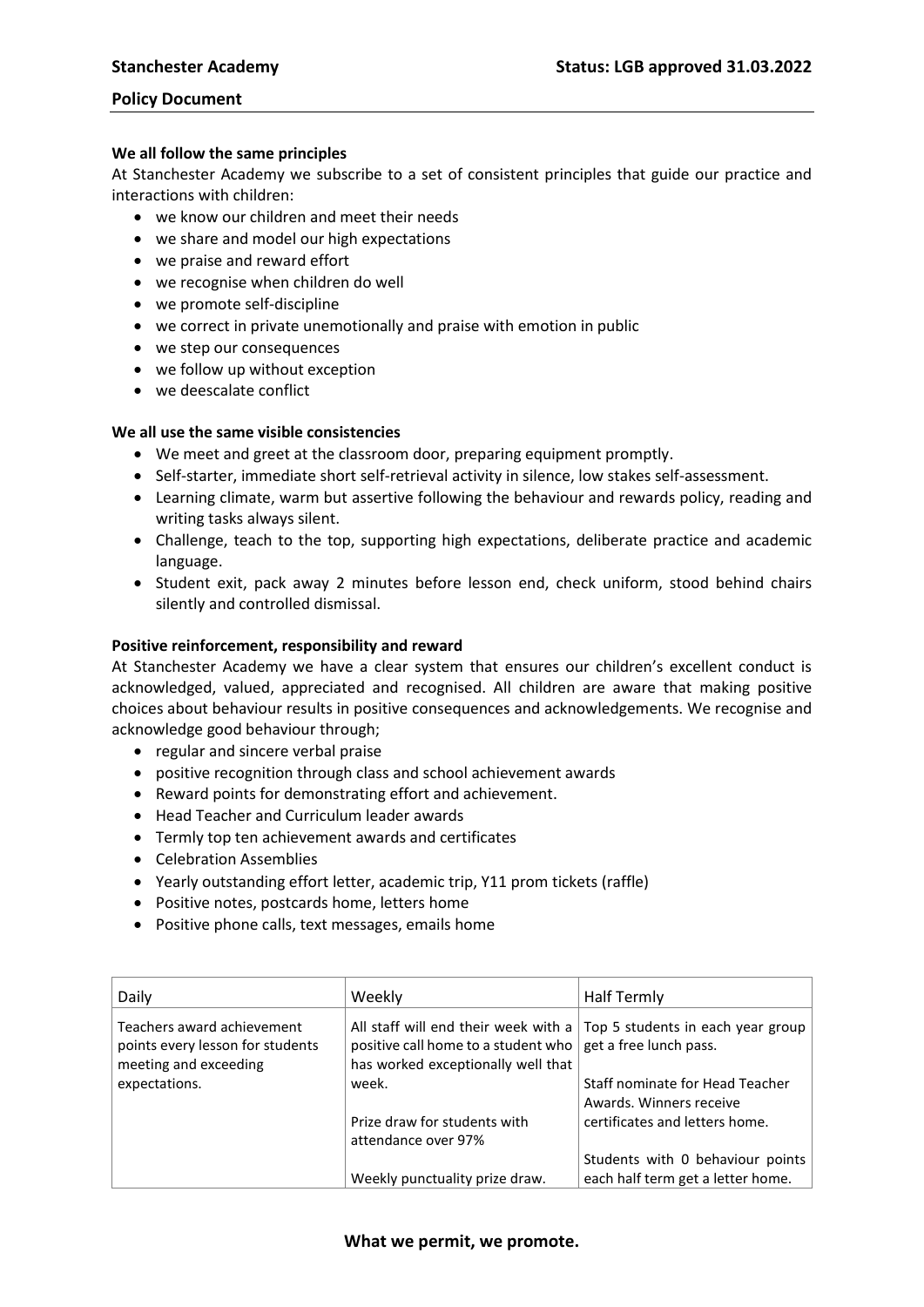### We all follow the same principles

At Stanchester Academy we subscribe to a set of consistent principles that guide our practice and interactions with children:

- we know our children and meet their needs
- we share and model our high expectations
- we praise and reward effort
- we recognise when children do well
- we promote self-discipline
- we correct in private unemotionally and praise with emotion in public
- we step our consequences
- we follow up without exception
- we deescalate conflict

### We all use the same visible consistencies

- We meet and greet at the classroom door, preparing equipment promptly.
- Self-starter, immediate short self-retrieval activity in silence, low stakes self-assessment.
- Learning climate, warm but assertive following the behaviour and rewards policy, reading and writing tasks always silent.
- Challenge, teach to the top, supporting high expectations, deliberate practice and academic language.
- Student exit, pack away 2 minutes before lesson end, check uniform, stood behind chairs silently and controlled dismissal.

### Positive reinforcement, responsibility and reward

At Stanchester Academy we have a clear system that ensures our children's excellent conduct is acknowledged, valued, appreciated and recognised. All children are aware that making positive choices about behaviour results in positive consequences and acknowledgements. We recognise and acknowledge good behaviour through;

- regular and sincere verbal praise
- positive recognition through class and school achievement awards
- Reward points for demonstrating effort and achievement.
- Head Teacher and Curriculum leader awards
- Termly top ten achievement awards and certificates
- Celebration Assemblies
- Yearly outstanding effort letter, academic trip, Y11 prom tickets (raffle)
- Positive notes, postcards home, letters home
- Positive phone calls, text messages, emails home

| Daily | Weekly | Half Termly |
|---|---|---|
| Teachers award achievement points every lesson for students meeting and exceeding expectations. | All staff will end their week with a positive call home to a student who has worked exceptionally well that week.<br><br>Prize draw for students with attendance over 97%<br><br>Weekly punctuality prize draw. | Top 5 students in each year group get a free lunch pass.<br><br>Staff nominate for Head Teacher Awards. Winners receive certificates and letters home.<br><br>Students with 0 behaviour points each half term get a letter home. |

**What we permit, we promote.**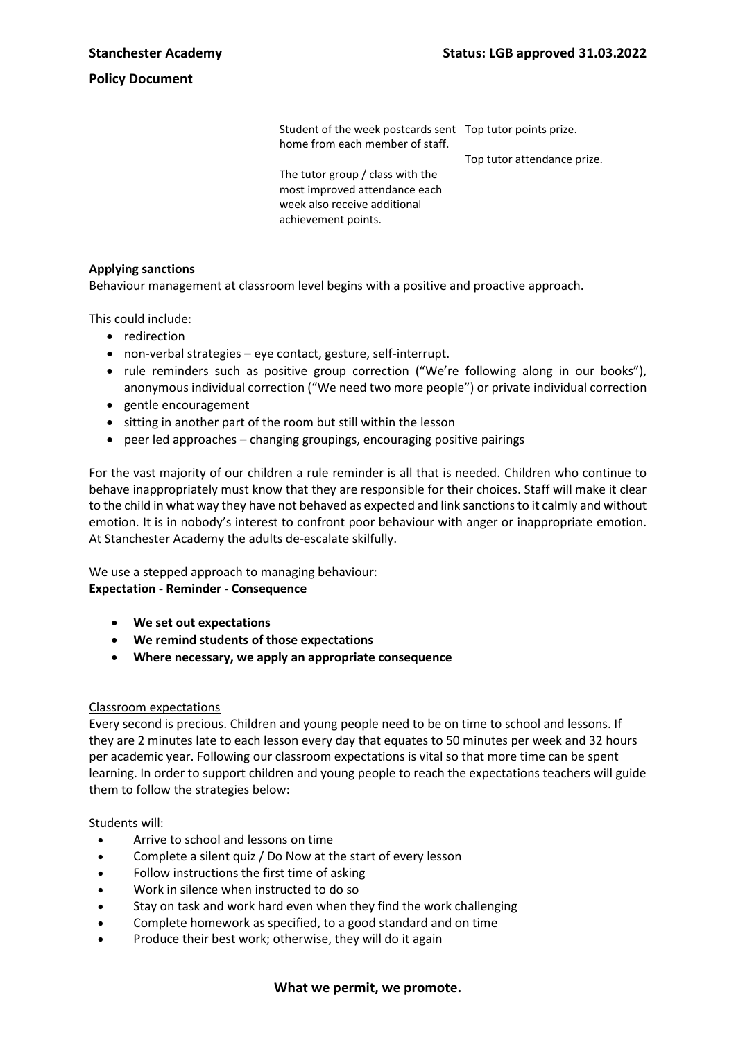|  | Student of the week postcards sent home from each member of staff.<br><br>The tutor group / class with the most improved attendance each week also receive additional achievement points. | Top tutor points prize.<br><br>Top tutor attendance prize. |
|---|---|---|

**Applying sanctions**

Behaviour management at classroom level begins with a positive and proactive approach.

This could include:

- redirection
- non-verbal strategies – eye contact, gesture, self-interrupt.
- rule reminders such as positive group correction ("We're following along in our books"), anonymous individual correction ("We need two more people") or private individual correction
- gentle encouragement
- sitting in another part of the room but still within the lesson
- peer led approaches – changing groupings, encouraging positive pairings

For the vast majority of our children a rule reminder is all that is needed. Children who continue to behave inappropriately must know that they are responsible for their choices. Staff will make it clear to the child in what way they have not behaved as expected and link sanctions to it calmly and without emotion. It is in nobody's interest to confront poor behaviour with anger or inappropriate emotion. At Stanchester Academy the adults de-escalate skilfully.

We use a stepped approach to managing behaviour:
**Expectation - Reminder - Consequence**

- **We set out expectations**
- **We remind students of those expectations**
- **Where necessary, we apply an appropriate consequence**

Classroom expectations

Every second is precious. Children and young people need to be on time to school and lessons. If they are 2 minutes late to each lesson every day that equates to 50 minutes per week and 32 hours per academic year. Following our classroom expectations is vital so that more time can be spent learning. In order to support children and young people to reach the expectations teachers will guide them to follow the strategies below:

Students will:

- Arrive to school and lessons on time
- Complete a silent quiz / Do Now at the start of every lesson
- Follow instructions the first time of asking
- Work in silence when instructed to do so
- Stay on task and work hard even when they find the work challenging
- Complete homework as specified, to a good standard and on time
- Produce their best work; otherwise, they will do it again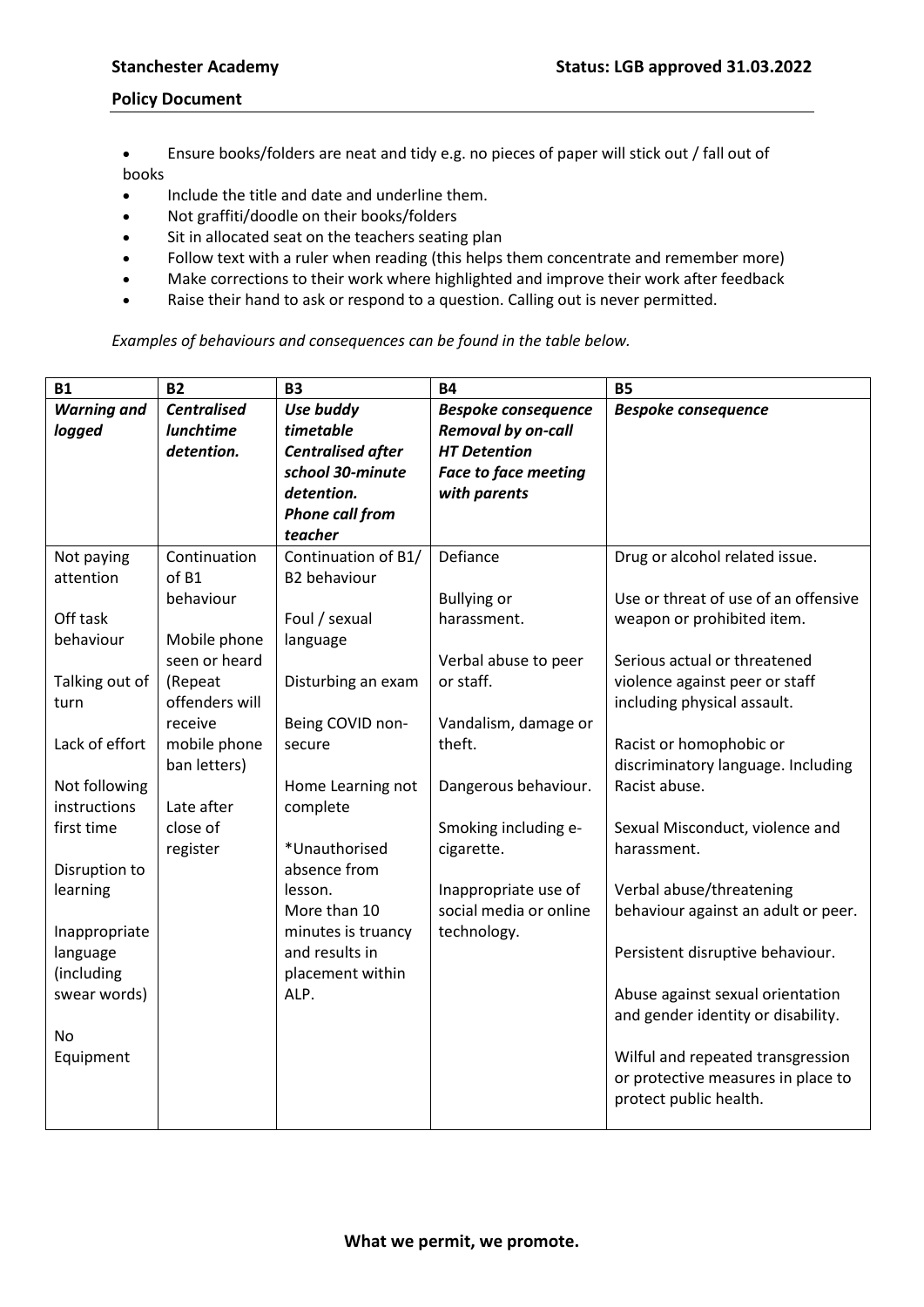- Ensure books/folders are neat and tidy e.g. no pieces of paper will stick out / fall out of books
- Include the title and date and underline them.
- Not graffiti/doodle on their books/folders
- Sit in allocated seat on the teachers seating plan
- Follow text with a ruler when reading (this helps them concentrate and remember more)
- Make corrections to their work where highlighted and improve their work after feedback
- Raise their hand to ask or respond to a question. Calling out is never permitted.

*Examples of behaviours and consequences can be found in the table below.*

| B1 | B2 | B3 | B4 | B5 |
|---|---|---|---|---|
| ***Warning and logged*** | ***Centralised lunchtime detention.*** | ***Use buddy timetable*** ***Centralised after school 30-minute detention.*** ***Phone call from teacher*** | ***Bespoke consequence*** ***Removal by on-call*** ***HT Detention*** ***Face to face meeting with parents*** | ***Bespoke consequence*** |
| Not paying attention<br><br>Off task behaviour<br><br>Talking out of turn<br><br>Lack of effort<br><br>Not following instructions first time<br><br>Disruption to learning<br><br>Inappropriate language (including swear words)<br><br>No Equipment | Continuation of B1 behaviour<br><br>Mobile phone seen or heard (Repeat offenders will receive mobile phone ban letters)<br><br>Late after close of register | Continuation of B1/ B2 behaviour<br><br>Foul / sexual language<br><br>Disturbing an exam<br><br>Being COVID non-secure<br><br>Home Learning not complete<br><br>*Unauthorised absence from lesson. More than 10 minutes is truancy and results in placement within ALP. | Defiance<br><br>Bullying or harassment.<br><br>Verbal abuse to peer or staff.<br><br>Vandalism, damage or theft.<br><br>Dangerous behaviour.<br><br>Smoking including e-cigarette.<br><br>Inappropriate use of social media or online technology. | Drug or alcohol related issue.<br><br>Use or threat of use of an offensive weapon or prohibited item.<br><br>Serious actual or threatened violence against peer or staff including physical assault.<br><br>Racist or homophobic or discriminatory language. Including Racist abuse.<br><br>Sexual Misconduct, violence and harassment.<br><br>Verbal abuse/threatening behaviour against an adult or peer.<br><br>Persistent disruptive behaviour.<br><br>Abuse against sexual orientation and gender identity or disability.<br><br>Wilful and repeated transgression or protective measures in place to protect public health. |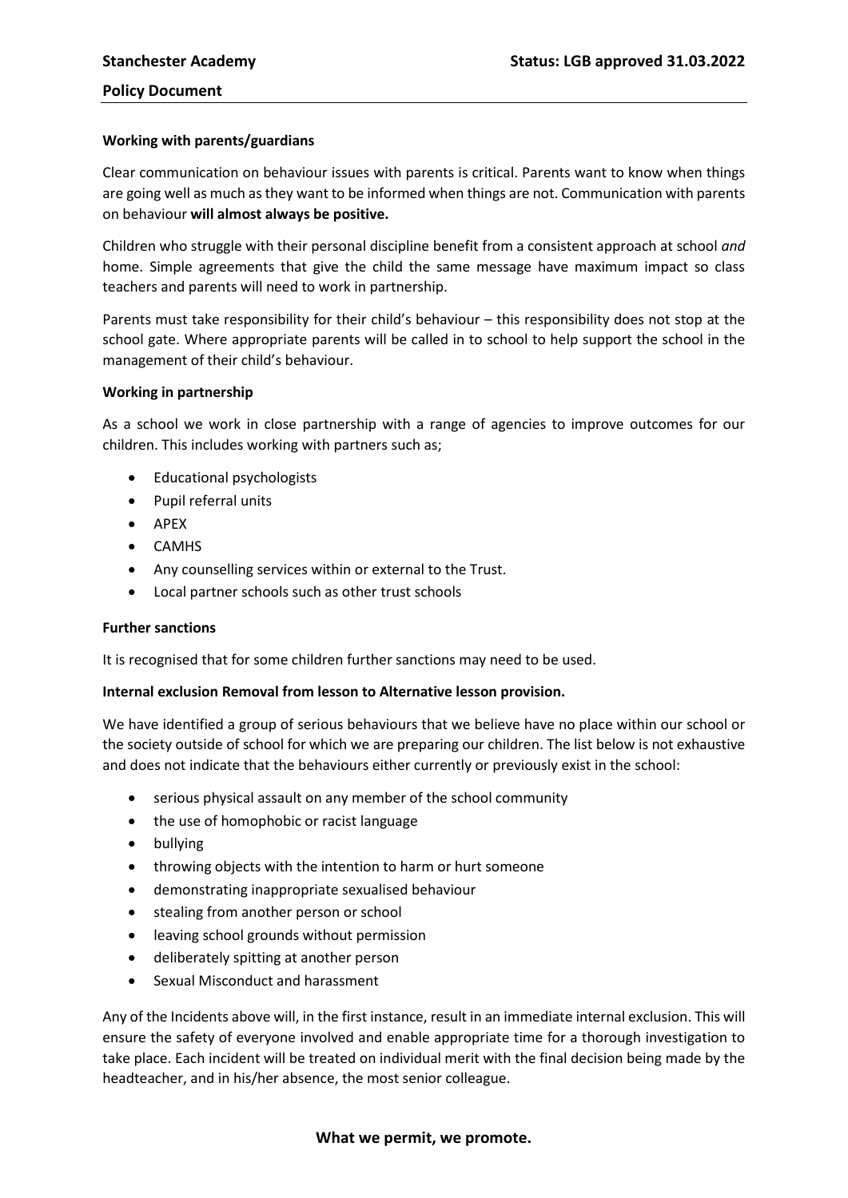**Working with parents/guardians**

Clear communication on behaviour issues with parents is critical. Parents want to know when things are going well as much as they want to be informed when things are not. Communication with parents on behaviour **will almost always be positive.**

Children who struggle with their personal discipline benefit from a consistent approach at school *and* home. Simple agreements that give the child the same message have maximum impact so class teachers and parents will need to work in partnership.

Parents must take responsibility for their child's behaviour – this responsibility does not stop at the school gate. Where appropriate parents will be called in to school to help support the school in the management of their child's behaviour.

**Working in partnership**

As a school we work in close partnership with a range of agencies to improve outcomes for our children. This includes working with partners such as;

- Educational psychologists
- Pupil referral units
- APEX
- CAMHS
- Any counselling services within or external to the Trust.
- Local partner schools such as other trust schools

**Further sanctions**

It is recognised that for some children further sanctions may need to be used.

**Internal exclusion Removal from lesson to Alternative lesson provision.**

We have identified a group of serious behaviours that we believe have no place within our school or the society outside of school for which we are preparing our children. The list below is not exhaustive and does not indicate that the behaviours either currently or previously exist in the school:

- serious physical assault on any member of the school community
- the use of homophobic or racist language
- bullying
- throwing objects with the intention to harm or hurt someone
- demonstrating inappropriate sexualised behaviour
- stealing from another person or school
- leaving school grounds without permission
- deliberately spitting at another person
- Sexual Misconduct and harassment

Any of the Incidents above will, in the first instance, result in an immediate internal exclusion. This will ensure the safety of everyone involved and enable appropriate time for a thorough investigation to take place. Each incident will be treated on individual merit with the final decision being made by the headteacher, and in his/her absence, the most senior colleague.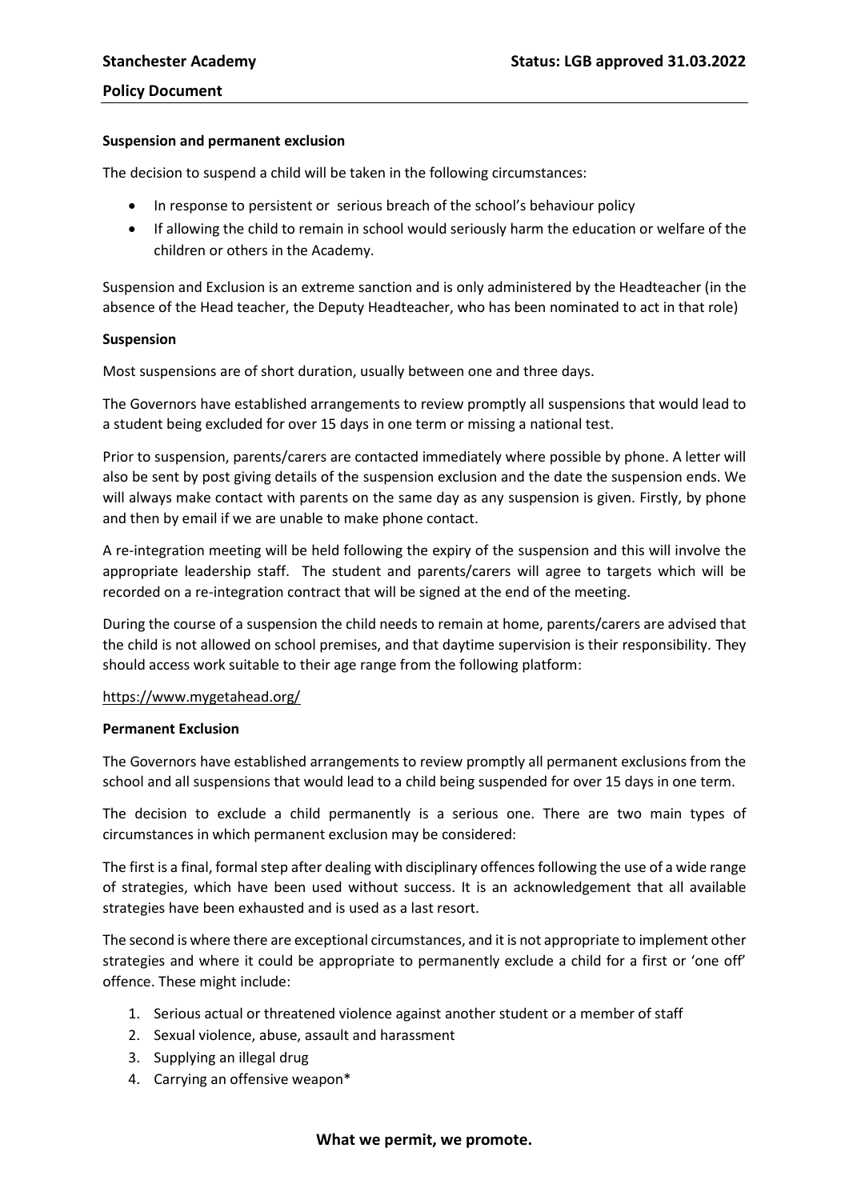**Suspension and permanent exclusion**

The decision to suspend a child will be taken in the following circumstances:

- In response to persistent or serious breach of the school's behaviour policy
- If allowing the child to remain in school would seriously harm the education or welfare of the children or others in the Academy.

Suspension and Exclusion is an extreme sanction and is only administered by the Headteacher (in the absence of the Head teacher, the Deputy Headteacher, who has been nominated to act in that role)

**Suspension**

Most suspensions are of short duration, usually between one and three days.

The Governors have established arrangements to review promptly all suspensions that would lead to a student being excluded for over 15 days in one term or missing a national test.

Prior to suspension, parents/carers are contacted immediately where possible by phone. A letter will also be sent by post giving details of the suspension exclusion and the date the suspension ends. We will always make contact with parents on the same day as any suspension is given. Firstly, by phone and then by email if we are unable to make phone contact.

A re-integration meeting will be held following the expiry of the suspension and this will involve the appropriate leadership staff. The student and parents/carers will agree to targets which will be recorded on a re-integration contract that will be signed at the end of the meeting.

During the course of a suspension the child needs to remain at home, parents/carers are advised that the child is not allowed on school premises, and that daytime supervision is their responsibility. They should access work suitable to their age range from the following platform:

https://www.mygetahead.org/

**Permanent Exclusion**

The Governors have established arrangements to review promptly all permanent exclusions from the school and all suspensions that would lead to a child being suspended for over 15 days in one term.

The decision to exclude a child permanently is a serious one. There are two main types of circumstances in which permanent exclusion may be considered:

The first is a final, formal step after dealing with disciplinary offences following the use of a wide range of strategies, which have been used without success. It is an acknowledgement that all available strategies have been exhausted and is used as a last resort.

The second is where there are exceptional circumstances, and it is not appropriate to implement other strategies and where it could be appropriate to permanently exclude a child for a first or 'one off' offence. These might include:

1. Serious actual or threatened violence against another student or a member of staff
2. Sexual violence, abuse, assault and harassment
3. Supplying an illegal drug
4. Carrying an offensive weapon*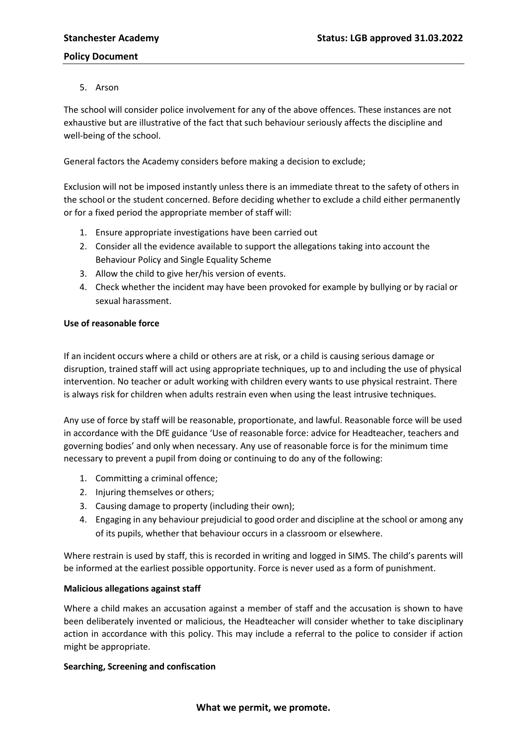5. Arson

The school will consider police involvement for any of the above offences. These instances are not exhaustive but are illustrative of the fact that such behaviour seriously affects the discipline and well-being of the school.

General factors the Academy considers before making a decision to exclude;

Exclusion will not be imposed instantly unless there is an immediate threat to the safety of others in the school or the student concerned. Before deciding whether to exclude a child either permanently or for a fixed period the appropriate member of staff will:

1. Ensure appropriate investigations have been carried out
2. Consider all the evidence available to support the allegations taking into account the Behaviour Policy and Single Equality Scheme
3. Allow the child to give her/his version of events.
4. Check whether the incident may have been provoked for example by bullying or by racial or sexual harassment.

**Use of reasonable force**

If an incident occurs where a child or others are at risk, or a child is causing serious damage or disruption, trained staff will act using appropriate techniques, up to and including the use of physical intervention. No teacher or adult working with children every wants to use physical restraint. There is always risk for children when adults restrain even when using the least intrusive techniques.

Any use of force by staff will be reasonable, proportionate, and lawful. Reasonable force will be used in accordance with the DfE guidance 'Use of reasonable force: advice for Headteacher, teachers and governing bodies' and only when necessary. Any use of reasonable force is for the minimum time necessary to prevent a pupil from doing or continuing to do any of the following:

1. Committing a criminal offence;
2. Injuring themselves or others;
3. Causing damage to property (including their own);
4. Engaging in any behaviour prejudicial to good order and discipline at the school or among any of its pupils, whether that behaviour occurs in a classroom or elsewhere.

Where restrain is used by staff, this is recorded in writing and logged in SIMS. The child's parents will be informed at the earliest possible opportunity. Force is never used as a form of punishment.

**Malicious allegations against staff**

Where a child makes an accusation against a member of staff and the accusation is shown to have been deliberately invented or malicious, the Headteacher will consider whether to take disciplinary action in accordance with this policy. This may include a referral to the police to consider if action might be appropriate.

**Searching, Screening and confiscation**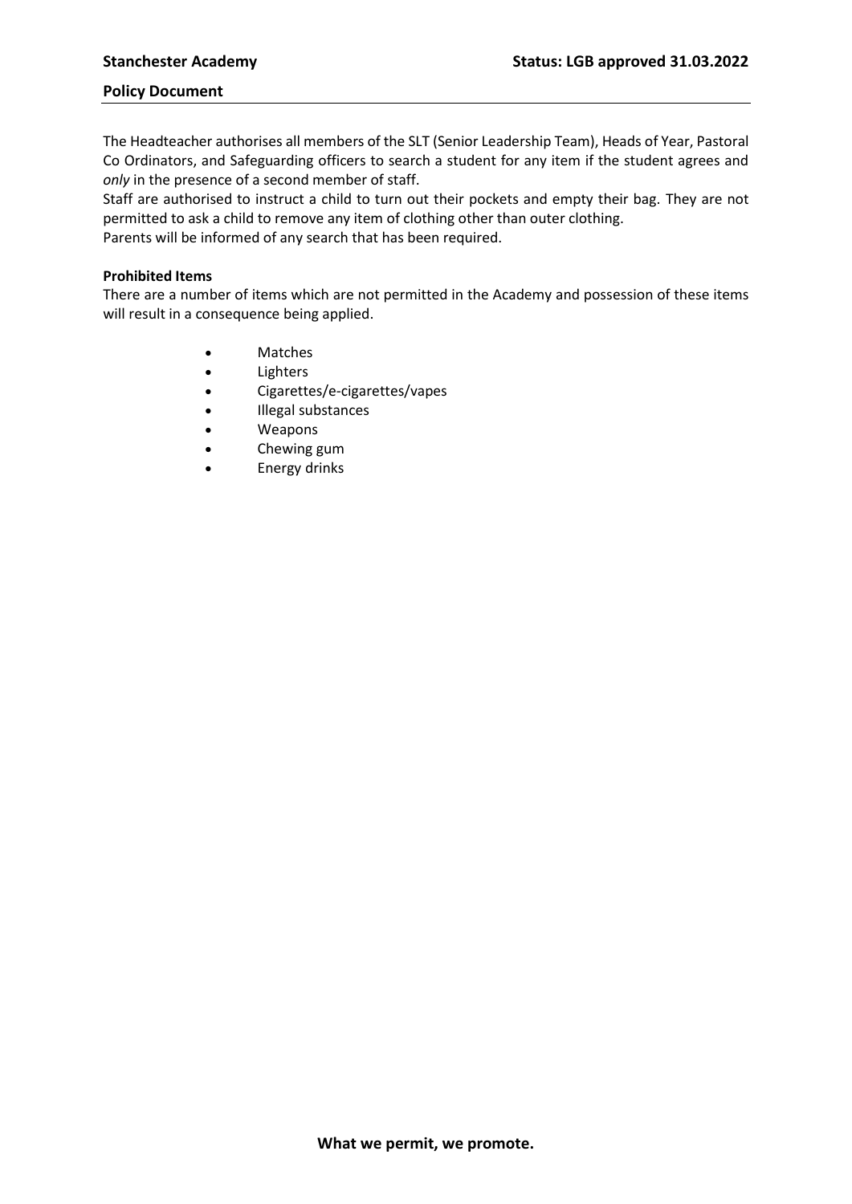The Headteacher authorises all members of the SLT (Senior Leadership Team), Heads of Year, Pastoral Co Ordinators, and Safeguarding officers to search a student for any item if the student agrees and *only* in the presence of a second member of staff.

Staff are authorised to instruct a child to turn out their pockets and empty their bag. They are not permitted to ask a child to remove any item of clothing other than outer clothing.

Parents will be informed of any search that has been required.

**Prohibited Items**

There are a number of items which are not permitted in the Academy and possession of these items will result in a consequence being applied.

- Matches
- Lighters
- Cigarettes/e-cigarettes/vapes
- Illegal substances
- Weapons
- Chewing gum
- Energy drinks